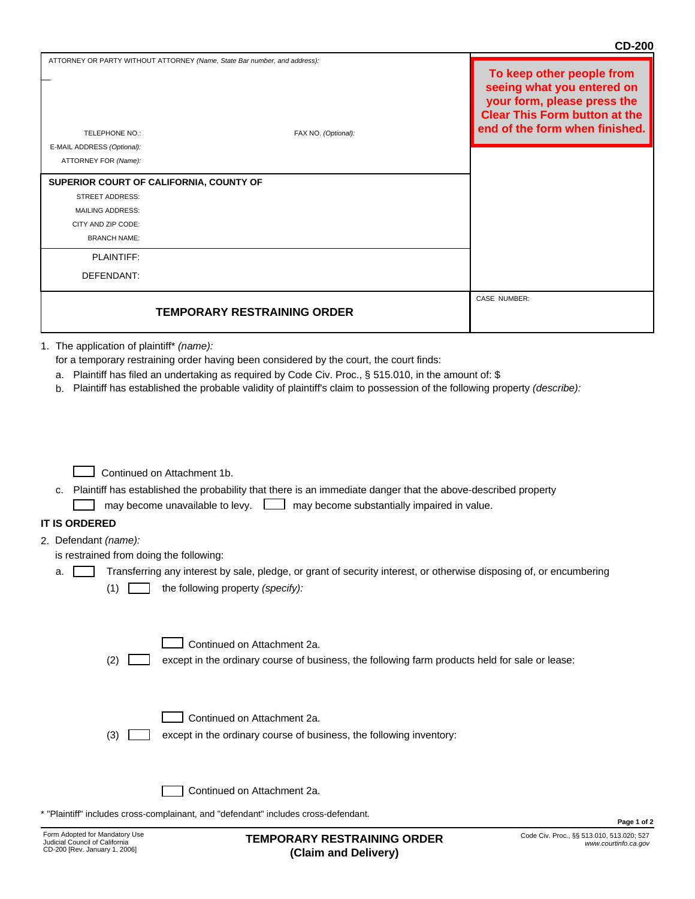CD-200

| ATTORNEY OR PARTY WITHOUT ATTORNEY *(Name, State Bar number, and address):* | To keep other people from seeing what you entered on your form, please press the Clear This Form button at the end of the form when finished. |
|---|---|
| TELEPHONE NO.: FAX NO. *(Optional):* | |
| E-MAIL ADDRESS *(Optional):* | |
| ATTORNEY FOR *(Name):* | |
| **SUPERIOR COURT OF CALIFORNIA, COUNTY OF** | |
| STREET ADDRESS: | |
| MAILING ADDRESS: | |
| CITY AND ZIP CODE: | |
| BRANCH NAME: | |
| PLAINTIFF: | |
| DEFENDANT: | |
| **TEMPORARY RESTRAINING ORDER** | CASE NUMBER: |

1. The application of plaintiff* *(name):*
   for a temporary restraining order having been considered by the court, the court finds:
   a. Plaintiff has filed an undertaking as required by Code Civ. Proc., § 515.010, in the amount of: $
   b. Plaintiff has established the probable validity of plaintiff's claim to possession of the following property *(describe):*

      ☐ Continued on Attachment 1b.

   c. Plaintiff has established the probability that there is an immediate danger that the above-described property
      ☐ may become unavailable to levy. ☐ may become substantially impaired in value.

**IT IS ORDERED**

2. Defendant *(name):*
   is restrained from doing the following:
   a. ☐ Transferring any interest by sale, pledge, or grant of security interest, or otherwise disposing of, or encumbering
      (1) ☐ the following property *(specify):*

         ☐ Continued on Attachment 2a.

      (2) ☐ except in the ordinary course of business, the following farm products held for sale or lease:

         ☐ Continued on Attachment 2a.

      (3) ☐ except in the ordinary course of business, the following inventory:

         ☐ Continued on Attachment 2a.

\* "Plaintiff" includes cross-complainant, and "defendant" includes cross-defendant.

Form Adopted for Mandatory Use
Judicial Council of California
CD-200 [Rev. January 1, 2006]

**TEMPORARY RESTRAINING ORDER**
**(Claim and Delivery)**

Code Civ. Proc., §§ 513.010, 513.020; 527
*www.courtinfo.ca.gov*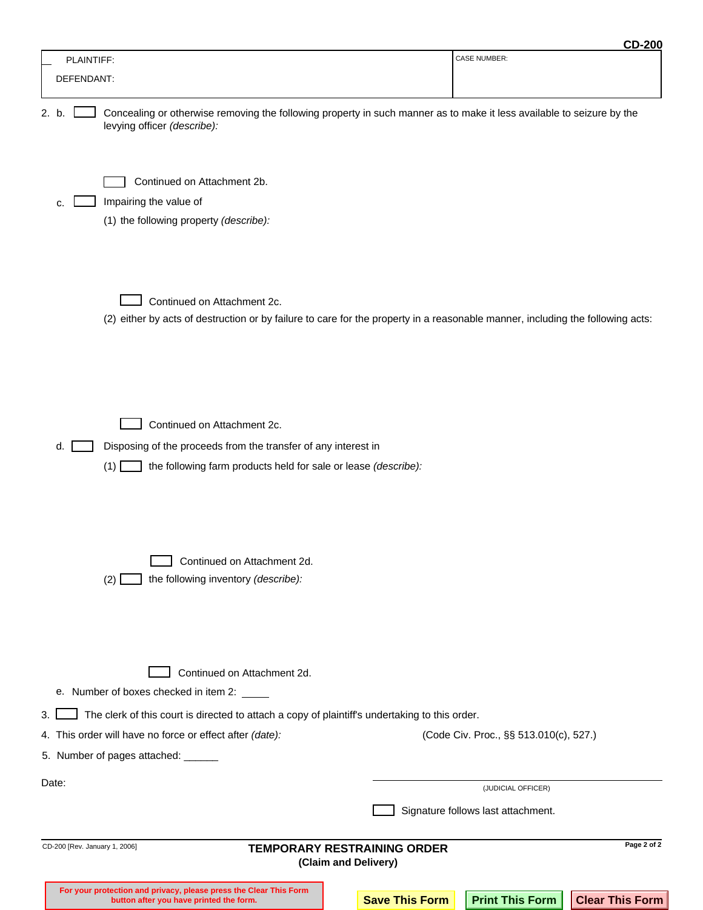| PLAINTIFF: | CASE NUMBER: |
|---|---|
| DEFENDANT: | |

2. b. ☐ Concealing or otherwise removing the following property in such manner as to make it less available to seizure by the levying officer *(describe):*

   ☐ Continued on Attachment 2b.

   c. ☐ Impairing the value of

   (1) the following property *(describe):*

   ☐ Continued on Attachment 2c.

   (2) either by acts of destruction or by failure to care for the property in a reasonable manner, including the following acts:

   ☐ Continued on Attachment 2c.

   d. ☐ Disposing of the proceeds from the transfer of any interest in

   (1) ☐ the following farm products held for sale or lease *(describe):*

   ☐ Continued on Attachment 2d.

   (2) ☐ the following inventory *(describe):*

   ☐ Continued on Attachment 2d.

   e. Number of boxes checked in item 2: _____

3. ☐ The clerk of this court is directed to attach a copy of plaintiff's undertaking to this order.

4. This order will have no force or effect after *(date):* (Code Civ. Proc., §§ 513.010(c), 527.)

5. Number of pages attached: ______

Date:

_______________________________
(JUDICIAL OFFICER)

☐ Signature follows last attachment.

CD-200 [Rev. January 1, 2006]

**TEMPORARY RESTRAINING ORDER**
**(Claim and Delivery)**

For your protection and privacy, please press the Clear This Form button after you have printed the form.

Save This Form | Print This Form | Clear This Form